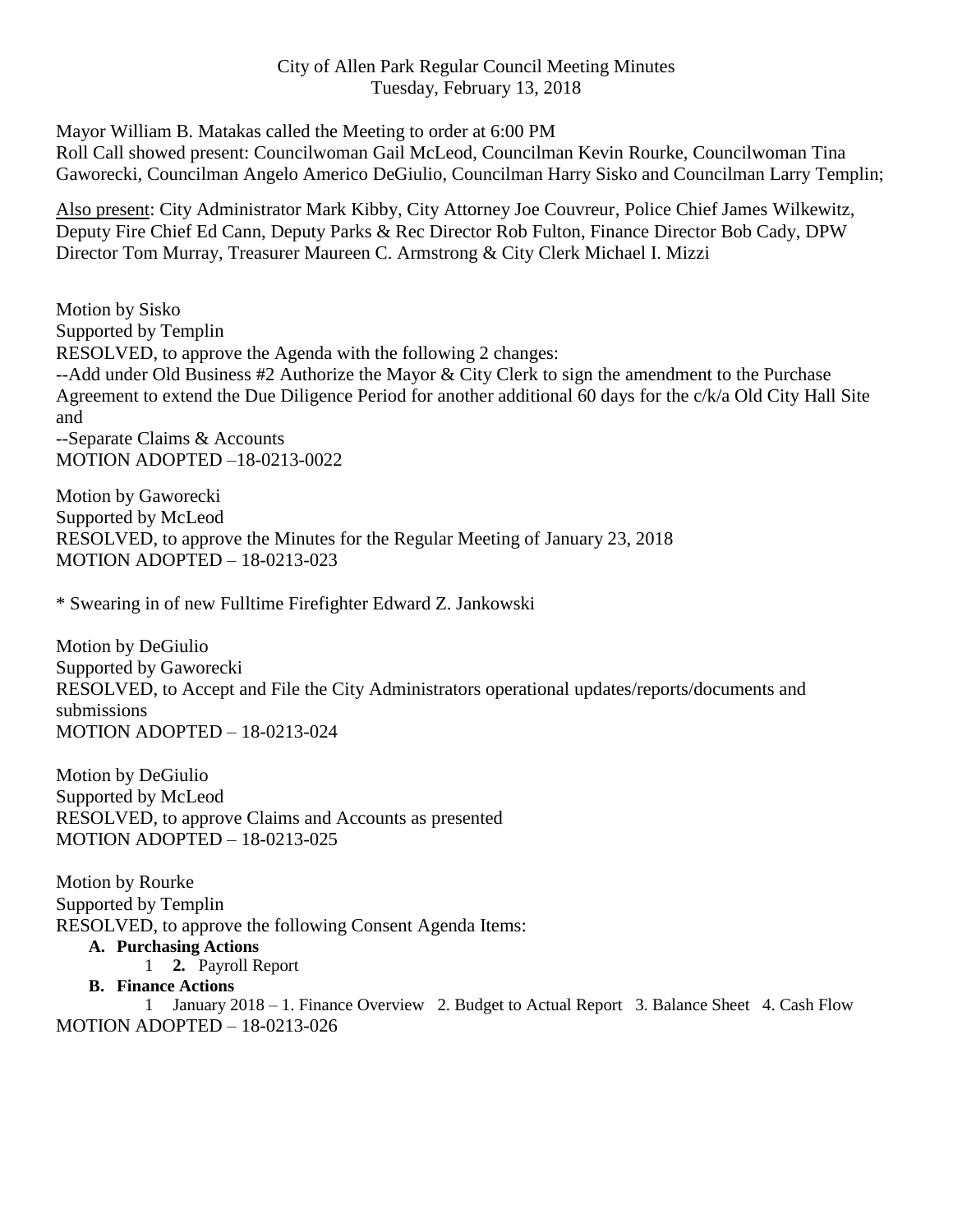City of Allen Park Regular Council Meeting Minutes
Tuesday, February 13, 2018

Mayor William B. Matakas called the Meeting to order at 6:00 PM
Roll Call showed present: Councilwoman Gail McLeod, Councilman Kevin Rourke, Councilwoman Tina Gaworecki, Councilman Angelo Americo DeGiulio, Councilman Harry Sisko and Councilman Larry Templin;

Also present: City Administrator Mark Kibby, City Attorney Joe Couvreur, Police Chief James Wilkewitz, Deputy Fire Chief Ed Cann, Deputy Parks & Rec Director Rob Fulton, Finance Director Bob Cady, DPW Director Tom Murray, Treasurer Maureen C. Armstrong & City Clerk Michael I. Mizzi

Motion by Sisko
Supported by Templin
RESOLVED, to approve the Agenda with the following 2 changes:
--Add under Old Business #2 Authorize the Mayor & City Clerk to sign the amendment to the Purchase Agreement to extend the Due Diligence Period for another additional 60 days for the c/k/a Old City Hall Site and
--Separate Claims & Accounts
MOTION ADOPTED –18-0213-0022

Motion by Gaworecki
Supported by McLeod
RESOLVED, to approve the Minutes for the Regular Meeting of January 23, 2018
MOTION ADOPTED – 18-0213-023

* Swearing in of new Fulltime Firefighter Edward Z. Jankowski

Motion by DeGiulio
Supported by Gaworecki
RESOLVED, to Accept and File the City Administrators operational updates/reports/documents and submissions
MOTION ADOPTED – 18-0213-024

Motion by DeGiulio
Supported by McLeod
RESOLVED, to approve Claims and Accounts as presented
MOTION ADOPTED – 18-0213-025

Motion by Rourke
Supported by Templin
RESOLVED, to approve the following Consent Agenda Items:

**A. Purchasing Actions**
  1 **2.** Payroll Report
**B. Finance Actions**
  1 January 2018 – 1. Finance Overview 2. Budget to Actual Report 3. Balance Sheet 4. Cash Flow

MOTION ADOPTED – 18-0213-026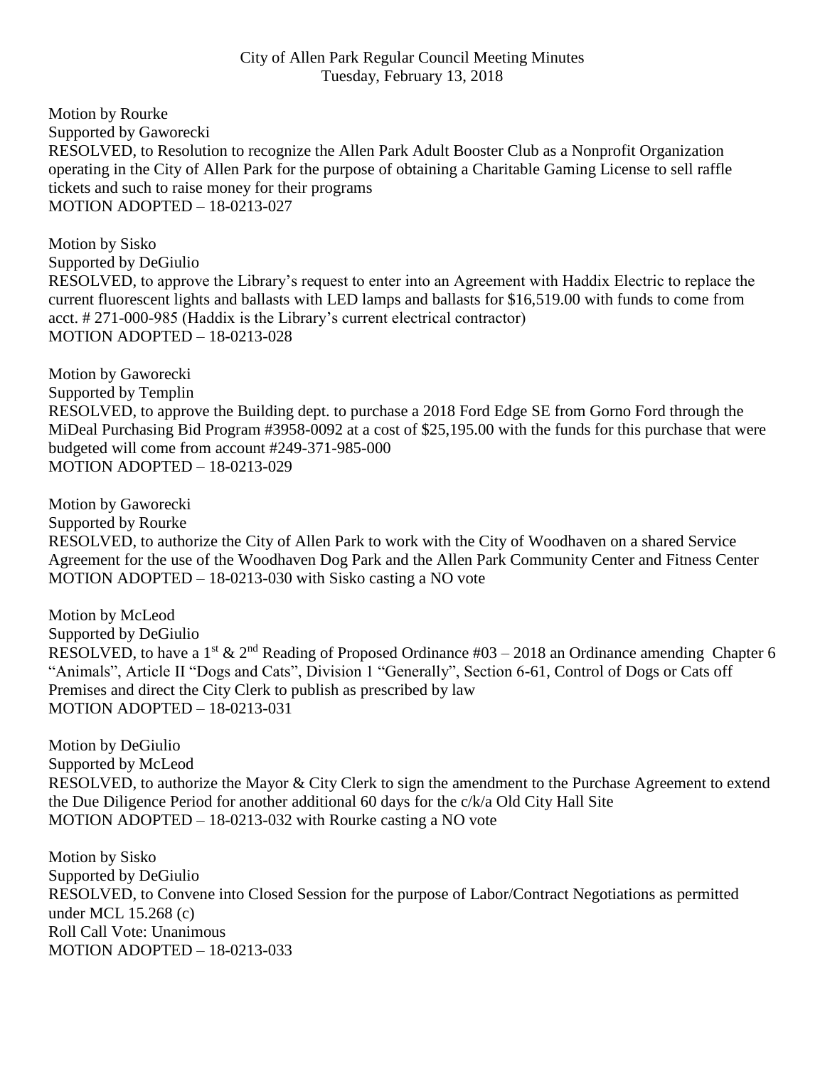City of Allen Park Regular Council Meeting Minutes
Tuesday, February 13, 2018

Motion by Rourke
Supported by Gaworecki
RESOLVED, to Resolution to recognize the Allen Park Adult Booster Club as a Nonprofit Organization operating in the City of Allen Park for the purpose of obtaining a Charitable Gaming License to sell raffle tickets and such to raise money for their programs
MOTION ADOPTED – 18-0213-027

Motion by Sisko
Supported by DeGiulio
RESOLVED, to approve the Library's request to enter into an Agreement with Haddix Electric to replace the current fluorescent lights and ballasts with LED lamps and ballasts for $16,519.00 with funds to come from acct. # 271-000-985 (Haddix is the Library's current electrical contractor)
MOTION ADOPTED – 18-0213-028

Motion by Gaworecki
Supported by Templin
RESOLVED, to approve the Building dept. to purchase a 2018 Ford Edge SE from Gorno Ford through the MiDeal Purchasing Bid Program #3958-0092 at a cost of $25,195.00 with the funds for this purchase that were budgeted will come from account #249-371-985-000
MOTION ADOPTED – 18-0213-029

Motion by Gaworecki
Supported by Rourke
RESOLVED, to authorize the City of Allen Park to work with the City of Woodhaven on a shared Service Agreement for the use of the Woodhaven Dog Park and the Allen Park Community Center and Fitness Center
MOTION ADOPTED – 18-0213-030 with Sisko casting a NO vote

Motion by McLeod
Supported by DeGiulio
RESOLVED, to have a 1st & 2nd Reading of Proposed Ordinance #03 – 2018 an Ordinance amending Chapter 6 "Animals", Article II "Dogs and Cats", Division 1 "Generally", Section 6-61, Control of Dogs or Cats off Premises and direct the City Clerk to publish as prescribed by law
MOTION ADOPTED – 18-0213-031

Motion by DeGiulio
Supported by McLeod
RESOLVED, to authorize the Mayor & City Clerk to sign the amendment to the Purchase Agreement to extend the Due Diligence Period for another additional 60 days for the c/k/a Old City Hall Site
MOTION ADOPTED – 18-0213-032 with Rourke casting a NO vote

Motion by Sisko
Supported by DeGiulio
RESOLVED, to Convene into Closed Session for the purpose of Labor/Contract Negotiations as permitted under MCL 15.268 (c)
Roll Call Vote: Unanimous
MOTION ADOPTED – 18-0213-033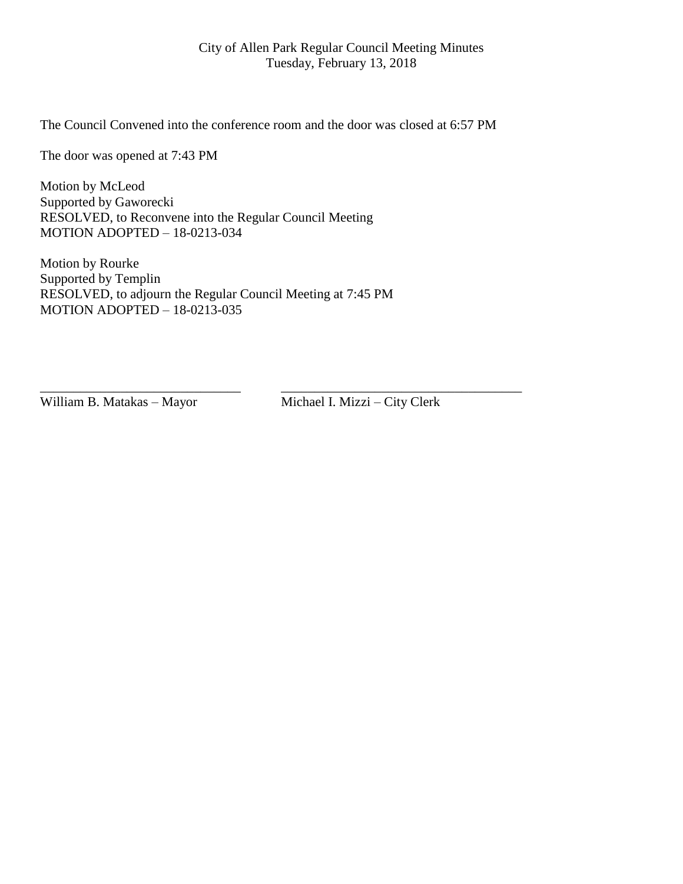City of Allen Park Regular Council Meeting Minutes
Tuesday, February 13, 2018

The Council Convened into the conference room and the door was closed at 6:57 PM

The door was opened at 7:43 PM

Motion by McLeod
Supported by Gaworecki
RESOLVED, to Reconvene into the Regular Council Meeting
MOTION ADOPTED – 18-0213-034

Motion by Rourke
Supported by Templin
RESOLVED, to adjourn the Regular Council Meeting at 7:45 PM
MOTION ADOPTED – 18-0213-035

_____________________________ William B. Matakas – Mayor

_____________________________ Michael I. Mizzi – City Clerk